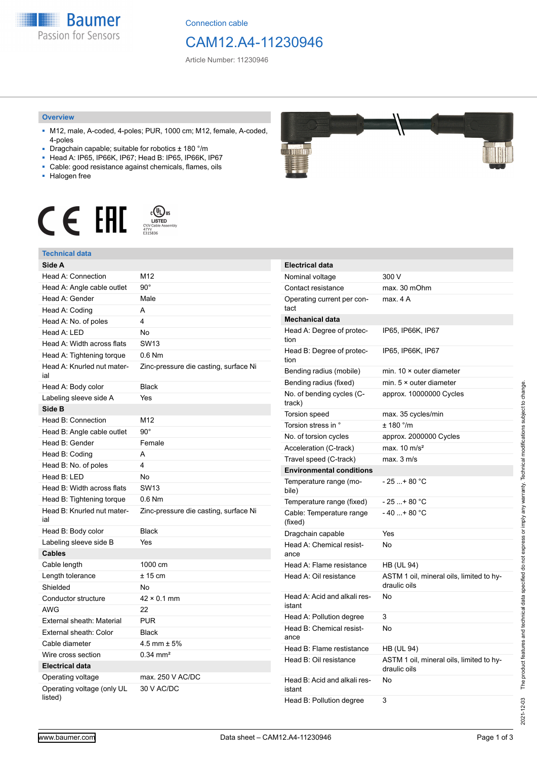Connection cable

# CAM12.A4-11230946

Article Number: 11230946

## Overview

- M12, male, A-coded, 4-poles; PUR, 1000 cm; M12, female, A-coded, 4-poles
- Dragchain capable; suitable for robotics ± 180 °/m
- Head A: IP65, IP66K, IP67; Head B: IP65, IP66K, IP67
- Cable: good resistance against chemicals, flames, oils
- Halogen free

LISTED
CYJV Cable Assembly
47YV
E315836

## Technical data

| **Side A** | |
|---|---|
| Head A: Connection | M12 |
| Head A: Angle cable outlet | 90° |
| Head A: Gender | Male |
| Head A: Coding | A |
| Head A: No. of poles | 4 |
| Head A: LED | No |
| Head A: Width across flats | SW13 |
| Head A: Tightening torque | 0.6 Nm |
| Head A: Knurled nut material | Zinc-pressure die casting, surface Ni |
| Head A: Body color | Black |
| Labeling sleeve side A | Yes |
| **Side B** | |
| Head B: Connection | M12 |
| Head B: Angle cable outlet | 90° |
| Head B: Gender | Female |
| Head B: Coding | A |
| Head B: No. of poles | 4 |
| Head B: LED | No |
| Head B: Width across flats | SW13 |
| Head B: Tightening torque | 0.6 Nm |
| Head B: Knurled nut material | Zinc-pressure die casting, surface Ni |
| Head B: Body color | Black |
| Labeling sleeve side B | Yes |
| **Cables** | |
| Cable length | 1000 cm |
| Length tolerance | ± 15 cm |
| Shielded | No |
| Conductor structure | 42 × 0.1 mm |
| AWG | 22 |
| External sheath: Material | PUR |
| External sheath: Color | Black |
| Cable diameter | 4.5 mm ± 5% |
| Wire cross section | 0.34 mm² |
| **Electrical data** | |
| Operating voltage | max. 250 V AC/DC |
| Operating voltage (only UL listed) | 30 V AC/DC |

| **Electrical data** | |
|---|---|
| Nominal voltage | 300 V |
| Contact resistance | max. 30 mOhm |
| Operating current per contact | max. 4 A |
| **Mechanical data** | |
| Head A: Degree of protection | IP65, IP66K, IP67 |
| Head B: Degree of protection | IP65, IP66K, IP67 |
| Bending radius (mobile) | min. 10 × outer diameter |
| Bending radius (fixed) | min. 5 × outer diameter |
| No. of bending cycles (C-track) | approx. 10000000 Cycles |
| Torsion speed | max. 35 cycles/min |
| Torsion stress in ° | ± 180 °/m |
| No. of torsion cycles | approx. 2000000 Cycles |
| Acceleration (C-track) | max. 10 m/s² |
| Travel speed (C-track) | max. 3 m/s |
| **Environmental conditions** | |
| Temperature range (mobile) | - 25 ...+ 80 °C |
| Temperature range (fixed) | - 25 ...+ 80 °C |
| Cable: Temperature range (fixed) | - 40 ...+ 80 °C |
| Dragchain capable | Yes |
| Head A: Chemical resistance | No |
| Head A: Flame resistance | HB (UL 94) |
| Head A: Oil resistance | ASTM 1 oil, mineral oils, limited to hydraulic oils |
| Head A: Acid and alkali resistant | No |
| Head A: Pollution degree | 3 |
| Head B: Chemical resistance | No |
| Head B: Flame resistance | HB (UL 94) |
| Head B: Oil resistance | ASTM 1 oil, mineral oils, limited to hydraulic oils |
| Head B: Acid and alkali resistant | No |
| Head B: Pollution degree | 3 |

2021-12-03 The product features and technical data specified do not express or imply any warranty. Technical modifications subject to change.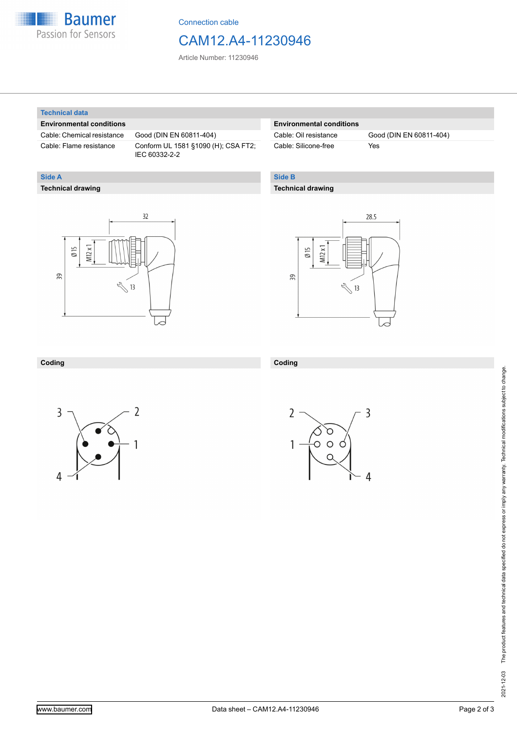Connection cable

# CAM12.A4-11230946

Article Number: 11230946

## Technical data

### Environmental conditions

| | |
|---|---|
| Cable: Chemical resistance | Good (DIN EN 60811-404) |
| Cable: Flame resistance | Conform UL 1581 §1090 (H); CSA FT2; IEC 60332-2-2 |
| Cable: Oil resistance | Good (DIN EN 60811-404) |
| Cable: Silicone-free | Yes |

## Side A

### Technical drawing

32

Ø 15

M12 x 1

39

13

### Coding

3, 2, 1, 4

## Side B

### Technical drawing

28.5

Ø 15

M12 x 1

39

13

### Coding

2, 3, 1, 4

2021-12-03 The product features and technical data specified do not express or imply any warranty. Technical modifications subject to change.

www.baumer.com

Data sheet – CAM12.A4-11230946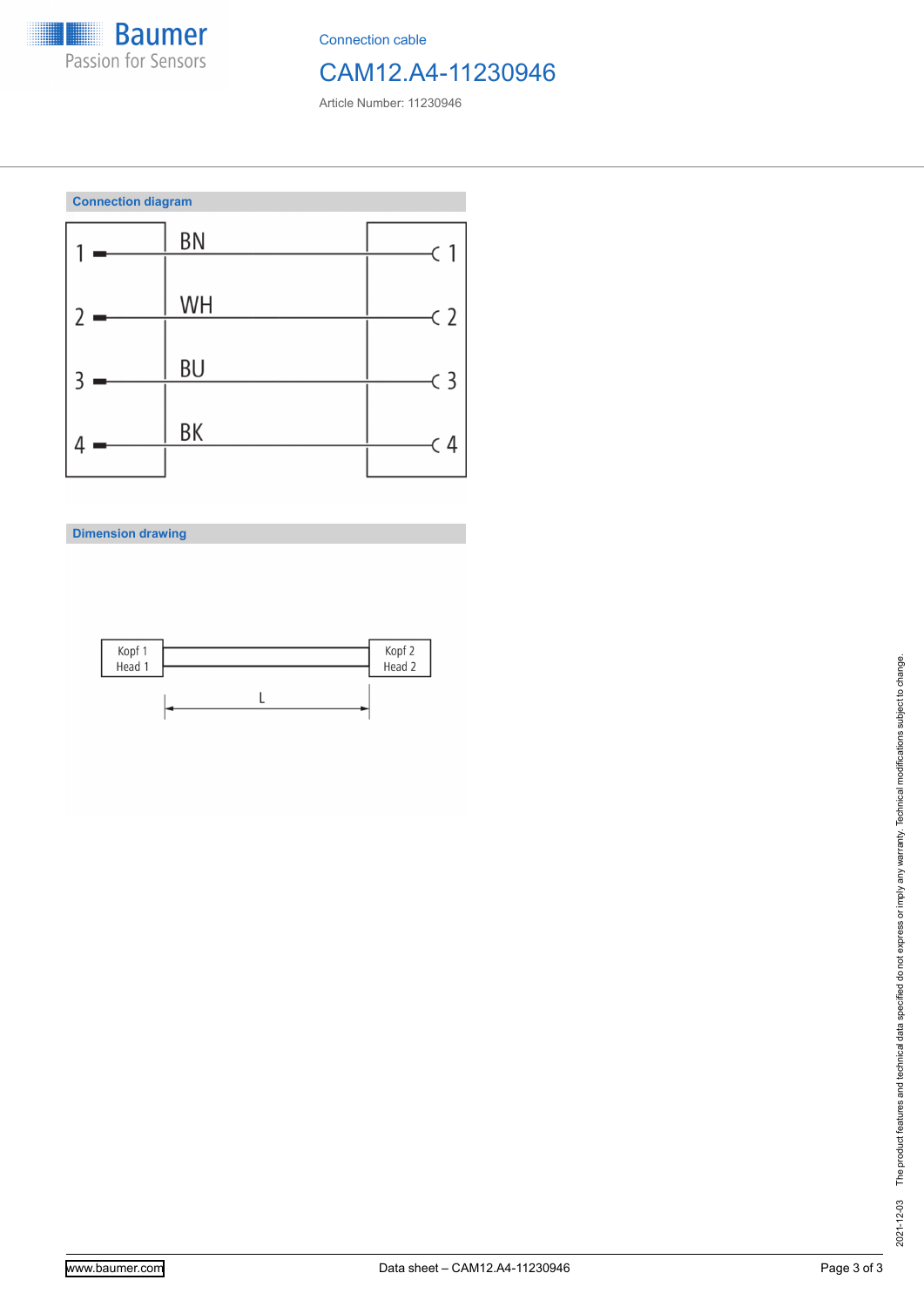Connection cable

# CAM12.A4-11230946

Article Number: 11230946

## Connection diagram

1 BN 1

2 WH 2

3 BU 3

4 BK 4

## Dimension drawing

Kopf 1
Head 1

Kopf 2
Head 2

L

2021-12-03 The product features and technical data specified do not express or imply any warranty. Technical modifications subject to change.

www.baumer.com

Data sheet – CAM12.A4-11230946